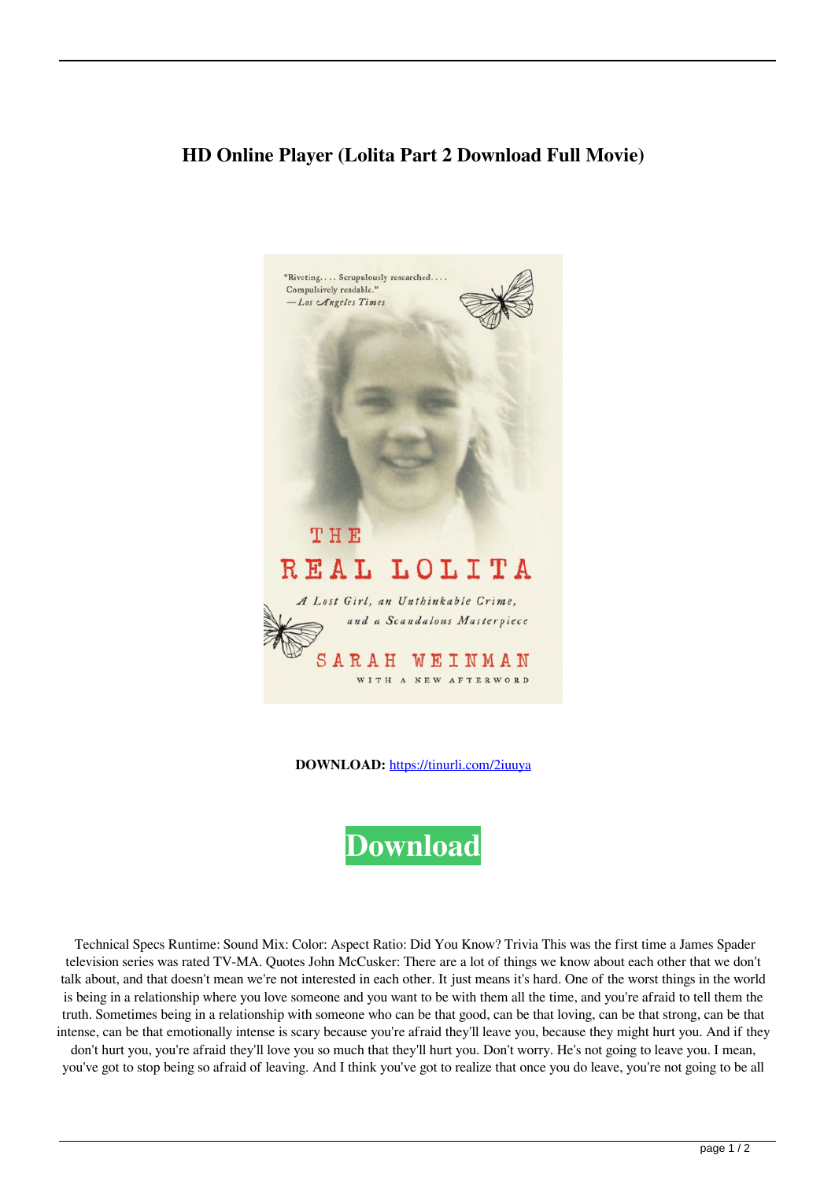# HD Online Player (Lolita Part 2 Download Full Movie)

"Riveting. . . . Scrupulously researched. . . . Compulsively readable."
—*Los Angeles Times*

THE REAL LOLITA

*A Lost Girl, an Unthinkable Crime, and a Scandalous Masterpiece*

SARAH WEINMAN

WITH A NEW AFTERWORD

**DOWNLOAD:** https://tinurli.com/2iuuya

**Download**

Technical Specs Runtime: Sound Mix: Color: Aspect Ratio: Did You Know? Trivia This was the first time a James Spader television series was rated TV-MA. Quotes John McCusker: There are a lot of things we know about each other that we don't talk about, and that doesn't mean we're not interested in each other. It just means it's hard. One of the worst things in the world is being in a relationship where you love someone and you want to be with them all the time, and you're afraid to tell them the truth. Sometimes being in a relationship with someone who can be that good, can be that loving, can be that strong, can be that intense, can be that emotionally intense is scary because you're afraid they'll leave you, because they might hurt you. And if they don't hurt you, you're afraid they'll love you so much that they'll hurt you. Don't worry. He's not going to leave you. I mean, you've got to stop being so afraid of leaving. And I think you've got to realize that once you do leave, you're not going to be all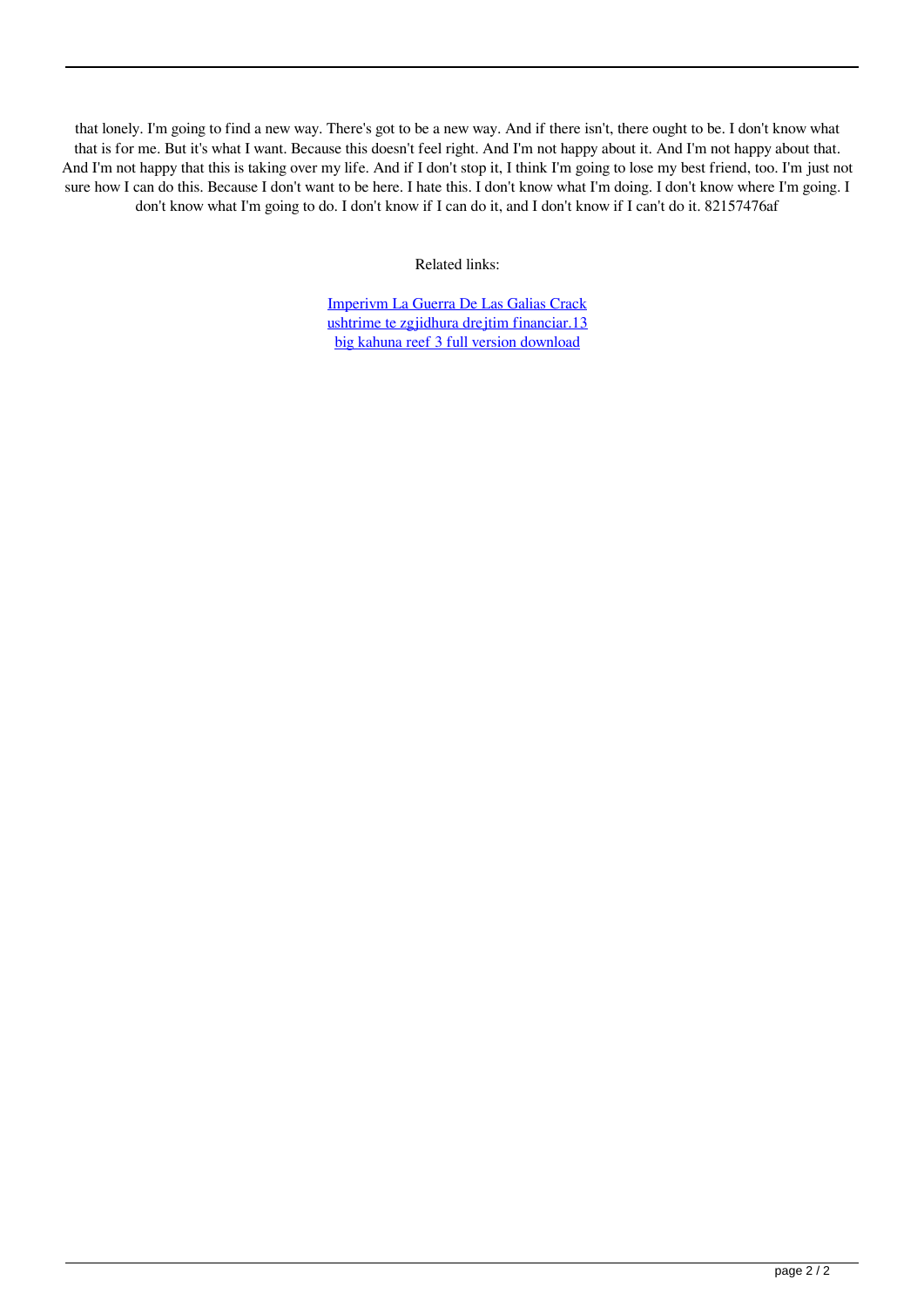that lonely. I'm going to find a new way. There's got to be a new way. And if there isn't, there ought to be. I don't know what that is for me. But it's what I want. Because this doesn't feel right. And I'm not happy about it. And I'm not happy about that. And I'm not happy that this is taking over my life. And if I don't stop it, I think I'm going to lose my best friend, too. I'm just not sure how I can do this. Because I don't want to be here. I hate this. I don't know what I'm doing. I don't know where I'm going. I don't know what I'm going to do. I don't know if I can do it, and I don't know if I can't do it. 82157476af

Related links:

Imperivm La Guerra De Las Galias Crack
ushtrime te zgjidhura drejtim financiar.13
big kahuna reef 3 full version download